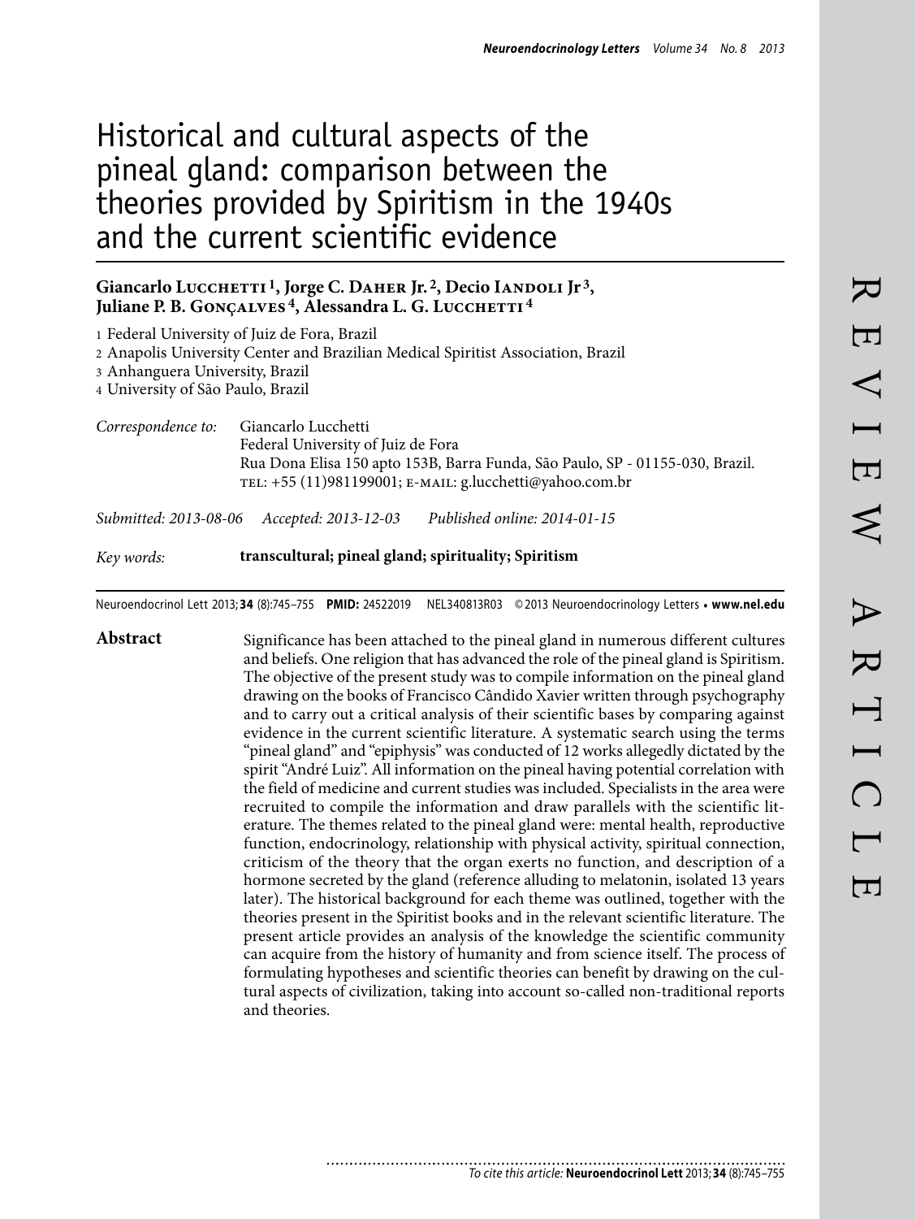# Historical and cultural aspects of the pineal gland: comparison between the theories provided by Spiritism in the 1940s and the current scientific evidence

**Giancarlo Lucchetti [1], Jorge C. Daher Jr. [2], Decio Iandoli Jr [3], Juliane P. B. Gonçalves [4], Alessandra L. G. Lucchetti [4]**

1 Federal University of Juiz de Fora, Brazil
2 Anapolis University Center and Brazilian Medical Spiritist Association, Brazil
3 Anhanguera University, Brazil
4 University of São Paulo, Brazil

*Correspondence to:* Giancarlo Lucchetti
Federal University of Juiz de Fora
Rua Dona Elisa 150 apto 153B, Barra Funda, São Paulo, SP - 01155-030, Brazil.
tel: +55 (11)981199001; e-mail: g.lucchetti@yahoo.com.br

*Submitted: 2013-08-06* *Accepted: 2013-12-03* *Published online: 2014-01-15*

*Key words:* **transcultural; pineal gland; spirituality; Spiritism**

Neuroendocrinol Lett 2013; **34** (8):745–755 **PMID:** 24522019 NEL340813R03 © 2013 Neuroendocrinology Letters • **www.nel.edu**

**Abstract**

Significance has been attached to the pineal gland in numerous different cultures and beliefs. One religion that has advanced the role of the pineal gland is Spiritism. The objective of the present study was to compile information on the pineal gland drawing on the books of Francisco Cândido Xavier written through psychography and to carry out a critical analysis of their scientific bases by comparing against evidence in the current scientific literature. A systematic search using the terms "pineal gland" and "epiphysis" was conducted of 12 works allegedly dictated by the spirit "André Luiz". All information on the pineal having potential correlation with the field of medicine and current studies was included. Specialists in the area were recruited to compile the information and draw parallels with the scientific literature. The themes related to the pineal gland were: mental health, reproductive function, endocrinology, relationship with physical activity, spiritual connection, criticism of the theory that the organ exerts no function, and description of a hormone secreted by the gland (reference alluding to melatonin, isolated 13 years later). The historical background for each theme was outlined, together with the theories present in the Spiritist books and in the relevant scientific literature. The present article provides an analysis of the knowledge the scientific community can acquire from the history of humanity and from science itself. The process of formulating hypotheses and scientific theories can benefit by drawing on the cultural aspects of civilization, taking into account so-called non-traditional reports and theories.

*To cite this article:* **Neuroendocrinol Lett** 2013; **34** (8):745–755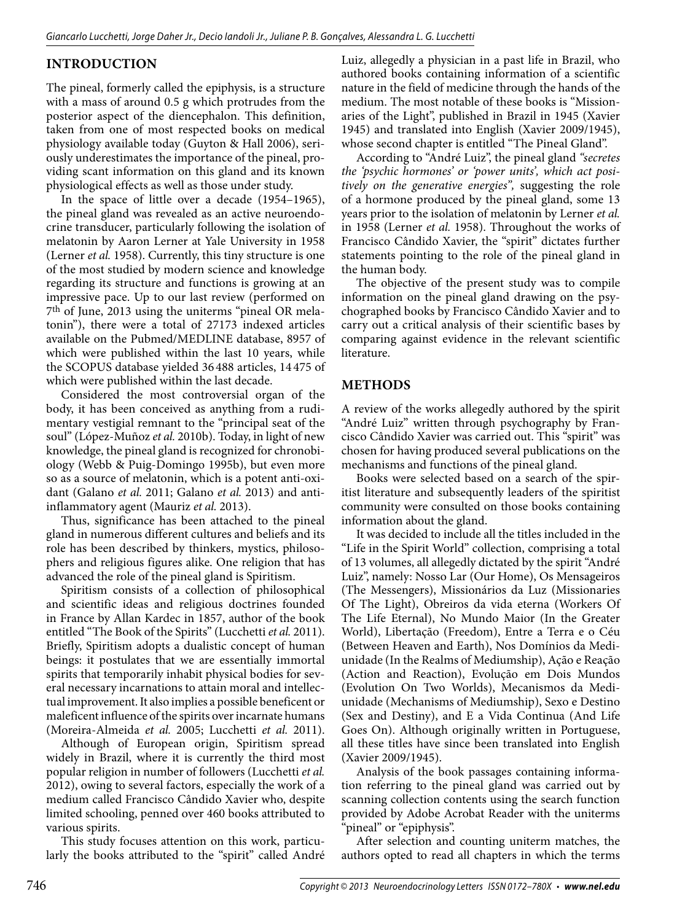## INTRODUCTION

The pineal, formerly called the epiphysis, is a structure with a mass of around 0.5 g which protrudes from the posterior aspect of the diencephalon. This definition, taken from one of most respected books on medical physiology available today (Guyton & Hall 2006), seriously underestimates the importance of the pineal, providing scant information on this gland and its known physiological effects as well as those under study.

In the space of little over a decade (1954–1965), the pineal gland was revealed as an active neuroendocrine transducer, particularly following the isolation of melatonin by Aaron Lerner at Yale University in 1958 (Lerner *et al.* 1958). Currently, this tiny structure is one of the most studied by modern science and knowledge regarding its structure and functions is growing at an impressive pace. Up to our last review (performed on 7th of June, 2013 using the uniterms "pineal OR melatonin"), there were a total of 27173 indexed articles available on the Pubmed/MEDLINE database, 8957 of which were published within the last 10 years, while the SCOPUS database yielded 36 488 articles, 14 475 of which were published within the last decade.

Considered the most controversial organ of the body, it has been conceived as anything from a rudimentary vestigial remnant to the "principal seat of the soul" (López-Muñoz *et al.* 2010b). Today, in light of new knowledge, the pineal gland is recognized for chronobiology (Webb & Puig-Domingo 1995b), but even more so as a source of melatonin, which is a potent anti-oxidant (Galano *et al.* 2011; Galano *et al.* 2013) and anti-inflammatory agent (Mauriz *et al.* 2013).

Thus, significance has been attached to the pineal gland in numerous different cultures and beliefs and its role has been described by thinkers, mystics, philosophers and religious figures alike. One religion that has advanced the role of the pineal gland is Spiritism.

Spiritism consists of a collection of philosophical and scientific ideas and religious doctrines founded in France by Allan Kardec in 1857, author of the book entitled "The Book of the Spirits" (Lucchetti *et al.* 2011). Briefly, Spiritism adopts a dualistic concept of human beings: it postulates that we are essentially immortal spirits that temporarily inhabit physical bodies for several necessary incarnations to attain moral and intellectual improvement. It also implies a possible beneficent or maleficent influence of the spirits over incarnate humans (Moreira-Almeida *et al.* 2005; Lucchetti *et al.* 2011).

Although of European origin, Spiritism spread widely in Brazil, where it is currently the third most popular religion in number of followers (Lucchetti *et al.* 2012), owing to several factors, especially the work of a medium called Francisco Cândido Xavier who, despite limited schooling, penned over 460 books attributed to various spirits.

This study focuses attention on this work, particularly the books attributed to the "spirit" called André Luiz, allegedly a physician in a past life in Brazil, who authored books containing information of a scientific nature in the field of medicine through the hands of the medium. The most notable of these books is "Missionaries of the Light", published in Brazil in 1945 (Xavier 1945) and translated into English (Xavier 2009/1945), whose second chapter is entitled "The Pineal Gland".

According to "André Luiz", the pineal gland *"secretes the 'psychic hormones' or 'power units', which act positively on the generative energies",* suggesting the role of a hormone produced by the pineal gland, some 13 years prior to the isolation of melatonin by Lerner *et al.* in 1958 (Lerner *et al.* 1958). Throughout the works of Francisco Cândido Xavier, the "spirit" dictates further statements pointing to the role of the pineal gland in the human body.

The objective of the present study was to compile information on the pineal gland drawing on the psychographed books by Francisco Cândido Xavier and to carry out a critical analysis of their scientific bases by comparing against evidence in the relevant scientific literature.

## METHODS

A review of the works allegedly authored by the spirit "André Luiz" written through psychography by Francisco Cândido Xavier was carried out. This "spirit" was chosen for having produced several publications on the mechanisms and functions of the pineal gland.

Books were selected based on a search of the spiritist literature and subsequently leaders of the spiritist community were consulted on those books containing information about the gland.

It was decided to include all the titles included in the "Life in the Spirit World" collection, comprising a total of 13 volumes, all allegedly dictated by the spirit "André Luiz", namely: Nosso Lar (Our Home), Os Mensageiros (The Messengers), Missionários da Luz (Missionaries Of The Light), Obreiros da vida eterna (Workers Of The Life Eternal), No Mundo Maior (In the Greater World), Libertação (Freedom), Entre a Terra e o Céu (Between Heaven and Earth), Nos Domínios da Mediunidade (In the Realms of Mediumship), Ação e Reação (Action and Reaction), Evolução em Dois Mundos (Evolution On Two Worlds), Mecanismos da Mediunidade (Mechanisms of Mediumship), Sexo e Destino (Sex and Destiny), and E a Vida Continua (And Life Goes On). Although originally written in Portuguese, all these titles have since been translated into English (Xavier 2009/1945).

Analysis of the book passages containing information referring to the pineal gland was carried out by scanning collection contents using the search function provided by Adobe Acrobat Reader with the uniterms "pineal" or "epiphysis".

After selection and counting uniterm matches, the authors opted to read all chapters in which the terms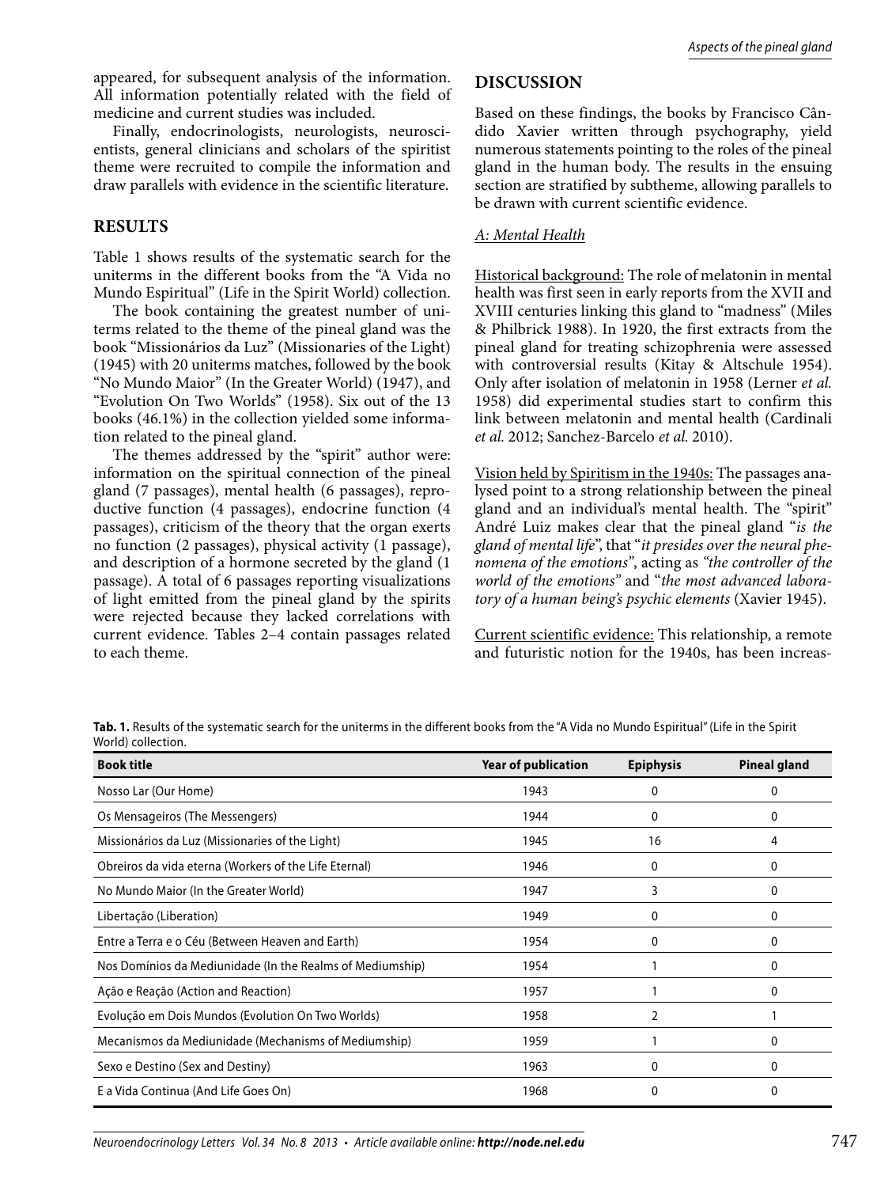appeared, for subsequent analysis of the information. All information potentially related with the field of medicine and current studies was included.

Finally, endocrinologists, neurologists, neuroscientists, general clinicians and scholars of the spiritist theme were recruited to compile the information and draw parallels with evidence in the scientific literature.

## RESULTS

Table 1 shows results of the systematic search for the uniterms in the different books from the "A Vida no Mundo Espiritual" (Life in the Spirit World) collection.

The book containing the greatest number of uniterms related to the theme of the pineal gland was the book "Missionários da Luz" (Missionaries of the Light) (1945) with 20 uniterms matches, followed by the book "No Mundo Maior" (In the Greater World) (1947), and "Evolution On Two Worlds" (1958). Six out of the 13 books (46.1%) in the collection yielded some information related to the pineal gland.

The themes addressed by the "spirit" author were: information on the spiritual connection of the pineal gland (7 passages), mental health (6 passages), reproductive function (4 passages), endocrine function (4 passages), criticism of the theory that the organ exerts no function (2 passages), physical activity (1 passage), and description of a hormone secreted by the gland (1 passage). A total of 6 passages reporting visualizations of light emitted from the pineal gland by the spirits were rejected because they lacked correlations with current evidence. Tables 2–4 contain passages related to each theme.

## DISCUSSION

Based on these findings, the books by Francisco Cândido Xavier written through psychography, yield numerous statements pointing to the roles of the pineal gland in the human body. The results in the ensuing section are stratified by subtheme, allowing parallels to be drawn with current scientific evidence.

### A: Mental Health

Historical background: The role of melatonin in mental health was first seen in early reports from the XVII and XVIII centuries linking this gland to "madness" (Miles & Philbrick 1988). In 1920, the first extracts from the pineal gland for treating schizophrenia were assessed with controversial results (Kitay & Altschule 1954). Only after isolation of melatonin in 1958 (Lerner *et al.* 1958) did experimental studies start to confirm this link between melatonin and mental health (Cardinali *et al.* 2012; Sanchez-Barcelo *et al.* 2010).

Vision held by Spiritism in the 1940s: The passages analysed point to a strong relationship between the pineal gland and an individual's mental health. The "spirit" André Luiz makes clear that the pineal gland "*is the gland of mental life*", that "*it presides over the neural phenomena of the emotions*", acting as *"the controller of the world of the emotions"* and "*the most advanced laboratory of a human being's psychic elements* (Xavier 1945).

Current scientific evidence: This relationship, a remote and futuristic notion for the 1940s, has been increas-

**Tab. 1.** Results of the systematic search for the uniterms in the different books from the "A Vida no Mundo Espiritual" (Life in the Spirit World) collection.

| Book title | Year of publication | Epiphysis | Pineal gland |
|---|---|---|---|
| Nosso Lar (Our Home) | 1943 | 0 | 0 |
| Os Mensageiros (The Messengers) | 1944 | 0 | 0 |
| Missionários da Luz (Missionaries of the Light) | 1945 | 16 | 4 |
| Obreiros da vida eterna (Workers of the Life Eternal) | 1946 | 0 | 0 |
| No Mundo Maior (In the Greater World) | 1947 | 3 | 0 |
| Libertação (Liberation) | 1949 | 0 | 0 |
| Entre a Terra e o Céu (Between Heaven and Earth) | 1954 | 0 | 0 |
| Nos Domínios da Mediunidade (In the Realms of Mediumship) | 1954 | 1 | 0 |
| Ação e Reação (Action and Reaction) | 1957 | 1 | 0 |
| Evolução em Dois Mundos (Evolution On Two Worlds) | 1958 | 2 | 1 |
| Mecanismos da Mediunidade (Mechanisms of Mediumship) | 1959 | 1 | 0 |
| Sexo e Destino (Sex and Destiny) | 1963 | 0 | 0 |
| E a Vida Continua (And Life Goes On) | 1968 | 0 | 0 |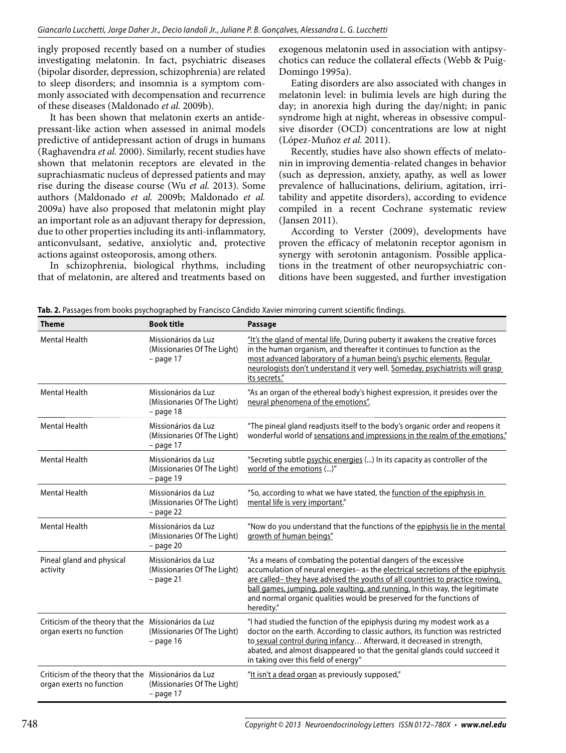ingly proposed recently based on a number of studies investigating melatonin. In fact, psychiatric diseases (bipolar disorder, depression, schizophrenia) are related to sleep disorders; and insomnia is a symptom commonly associated with decompensation and recurrence of these diseases (Maldonado *et al.* 2009b).

It has been shown that melatonin exerts an antidepressant-like action when assessed in animal models predictive of antidepressant action of drugs in humans (Raghavendra *et al.* 2000). Similarly, recent studies have shown that melatonin receptors are elevated in the suprachiasmatic nucleus of depressed patients and may rise during the disease course (Wu *et al.* 2013). Some authors (Maldonado *et al.* 2009b; Maldonado *et al.* 2009a) have also proposed that melatonin might play an important role as an adjuvant therapy for depression, due to other properties including its anti-inflammatory, anticonvulsant, sedative, anxiolytic and, protective actions against osteoporosis, among others.

In schizophrenia, biological rhythms, including that of melatonin, are altered and treatments based on exogenous melatonin used in association with antipsychotics can reduce the collateral effects (Webb & Puig-Domingo 1995a).

Eating disorders are also associated with changes in melatonin level: in bulimia levels are high during the day; in anorexia high during the day/night; in panic syndrome high at night, whereas in obsessive compulsive disorder (OCD) concentrations are low at night (López-Muñoz *et al.* 2011).

Recently, studies have also shown effects of melatonin in improving dementia-related changes in behavior (such as depression, anxiety, apathy, as well as lower prevalence of hallucinations, delirium, agitation, irritability and appetite disorders), according to evidence compiled in a recent Cochrane systematic review (Jansen 2011).

According to Verster (2009), developments have proven the efficacy of melatonin receptor agonism in synergy with serotonin antagonism. Possible applications in the treatment of other neuropsychiatric conditions have been suggested, and further investigation

**Tab. 2.** Passages from books psychographed by Francisco Cândido Xavier mirroring current scientific findings.

| Theme | Book title | Passage |
|---|---|---|
| Mental Health | Missionários da Luz (Missionaries Of The Light) – page 17 | "It's the gland of mental life. During puberty it awakens the creative forces in the human organism, and thereafter it continues to function as the most advanced laboratory of a human being's psychic elements. Regular neurologists don't understand it very well. Someday, psychiatrists will grasp its secrets." |
| Mental Health | Missionários da Luz (Missionaries Of The Light) – page 18 | "As an organ of the ethereal body's highest expression, it presides over the neural phenomena of the emotions". |
| Mental Health | Missionários da Luz (Missionaries Of The Light) – page 17 | "The pineal gland readjusts itself to the body's organic order and reopens it wonderful world of sensations and impressions in the realm of the emotions." |
| Mental Health | Missionários da Luz (Missionaries Of The Light) – page 19 | "Secreting subtle psychic energies (...) In its capacity as controller of the world of the emotions (...)" |
| Mental Health | Missionários da Luz (Missionaries Of The Light) – page 22 | "So, according to what we have stated, the function of the epiphysis in mental life is very important." |
| Mental Health | Missionários da Luz (Missionaries Of The Light) – page 20 | "Now do you understand that the functions of the epiphysis lie in the mental growth of human beings" |
| Pineal gland and physical activity | Missionários da Luz (Missionaries Of The Light) – page 21 | "As a means of combating the potential dangers of the excessive accumulation of neural energies– as the electrical secretions of the epiphysis are called– they have advised the youths of all countries to practice rowing, ball games, jumping, pole vaulting, and running. In this way, the legitimate and normal organic qualities would be preserved for the functions of heredity." |
| Criticism of the theory that the organ exerts no function | Missionários da Luz (Missionaries Of The Light) – page 16 | "I had studied the function of the epiphysis during my modest work as a doctor on the earth. According to classic authors, its function was restricted to sexual control during infancy… Afterward, it decreased in strength, abated, and almost disappeared so that the genital glands could succeed it in taking over this field of energy" |
| Criticism of the theory that the organ exerts no function | Missionários da Luz (Missionaries Of The Light) – page 17 | "It isn't a dead organ as previously supposed," |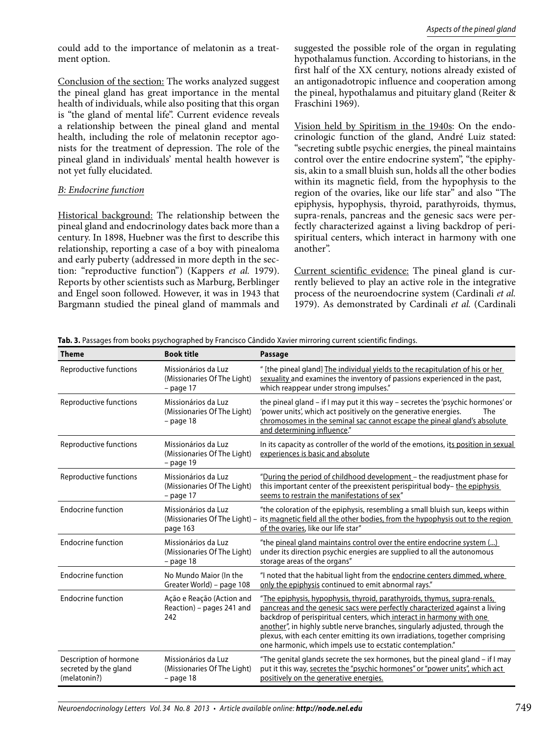could add to the importance of melatonin as a treatment option.

Conclusion of the section: The works analyzed suggest the pineal gland has great importance in the mental health of individuals, while also positing that this organ is "the gland of mental life". Current evidence reveals a relationship between the pineal gland and mental health, including the role of melatonin receptor agonists for the treatment of depression. The role of the pineal gland in individuals' mental health however is not yet fully elucidated.

*B: Endocrine function*

Historical background: The relationship between the pineal gland and endocrinology dates back more than a century. In 1898, Huebner was the first to describe this relationship, reporting a case of a boy with pinealoma and early puberty (addressed in more depth in the section: "reproductive function") (Kappers *et al.* 1979). Reports by other scientists such as Marburg, Berblinger and Engel soon followed. However, it was in 1943 that Bargmann studied the pineal gland of mammals and suggested the possible role of the organ in regulating hypothalamus function. According to historians, in the first half of the XX century, notions already existed of an antigonadotropic influence and cooperation among the pineal, hypothalamus and pituitary gland (Reiter & Fraschini 1969).

Vision held by Spiritism in the 1940s: On the endocrinologic function of the gland, André Luiz stated: "secreting subtle psychic energies, the pineal maintains control over the entire endocrine system", "the epiphysis, akin to a small bluish sun, holds all the other bodies within its magnetic field, from the hypophysis to the region of the ovaries, like our life star" and also "The epiphysis, hypophysis, thyroid, parathyroids, thymus, supra-renals, pancreas and the genesic sacs were perfectly characterized against a living backdrop of perispiritual centers, which interact in harmony with one another".

Current scientific evidence: The pineal gland is currently believed to play an active role in the integrative process of the neuroendocrine system (Cardinali *et al.* 1979). As demonstrated by Cardinali *et al.* (Cardinali

**Tab. 3.** Passages from books psychographed by Francisco Cândido Xavier mirroring current scientific findings.

| Theme | Book title | Passage |
|---|---|---|
| Reproductive functions | Missionários da Luz (Missionaries Of The Light) – page 17 | " [the pineal gland] The individual yields to the recapitulation of his or her sexuality and examines the inventory of passions experienced in the past, which reappear under strong impulses." |
| Reproductive functions | Missionários da Luz (Missionaries Of The Light) – page 18 | the pineal gland – if I may put it this way – secretes the 'psychic hormones' or 'power units', which act positively on the generative energies. The chromosomes in the seminal sac cannot escape the pineal gland's absolute and determining influence." |
| Reproductive functions | Missionários da Luz (Missionaries Of The Light) – page 19 | In its capacity as controller of the world of the emotions, its position in sexual experiences is basic and absolute |
| Reproductive functions | Missionários da Luz (Missionaries Of The Light) – page 17 | "During the period of childhood development – the readjustment phase for this important center of the preexistent perispiritual body– the epiphysis seems to restrain the manifestations of sex" |
| Endocrine function | Missionários da Luz (Missionaries Of The Light) – page 163 | "the coloration of the epiphysis, resembling a small bluish sun, keeps within its magnetic field all the other bodies, from the hypophysis out to the region of the ovaries, like our life star" |
| Endocrine function | Missionários da Luz (Missionaries Of The Light) – page 18 | "the pineal gland maintains control over the entire endocrine system (...) under its direction psychic energies are supplied to all the autonomous storage areas of the organs" |
| Endocrine function | No Mundo Maior (In the Greater World) – page 108 | "I noted that the habitual light from the endocrine centers dimmed, where only the epiphysis continued to emit abnormal rays." |
| Endocrine function | Ação e Reação (Action and Reaction) – pages 241 and 242 | "The epiphysis, hypophysis, thyroid, parathyroids, thymus, supra-renals, pancreas and the genesic sacs were perfectly characterized against a living backdrop of perispiritual centers, which interact in harmony with one another", in highly subtle nerve branches, singularly adjusted, through the plexus, with each center emitting its own irradiations, together comprising one harmonic, which impels use to ecstatic contemplation." |
| Description of hormone secreted by the gland (melatonin?) | Missionários da Luz (Missionaries Of The Light) – page 18 | "The genital glands secrete the sex hormones, but the pineal gland – if I may put it this way, secretes the "psychic hormones" or "power units", which act positively on the generative energies. |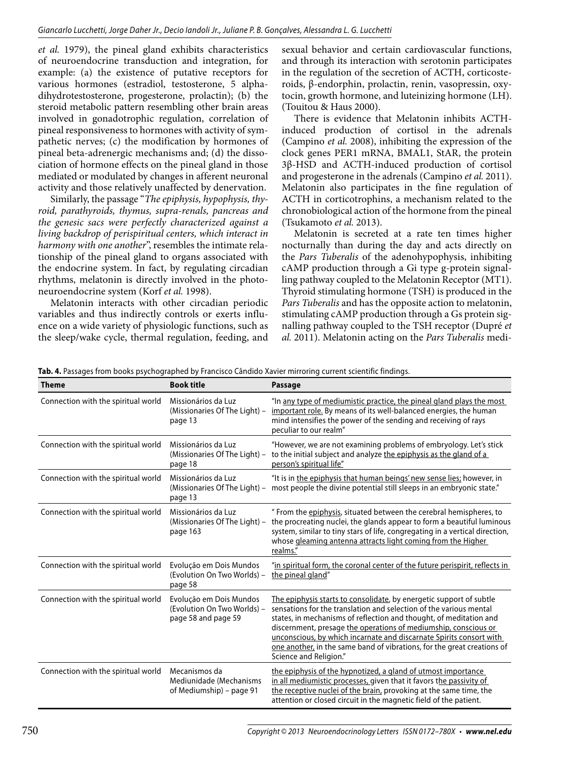*et al.* 1979), the pineal gland exhibits characteristics of neuroendocrine transduction and integration, for example: (a) the existence of putative receptors for various hormones (estradiol, testosterone, 5 alpha-dihydrotestosterone, progesterone, prolactin); (b) the steroid metabolic pattern resembling other brain areas involved in gonadotrophic regulation, correlation of pineal responsiveness to hormones with activity of sympathetic nerves; (c) the modification by hormones of pineal beta-adrenergic mechanisms and; (d) the dissociation of hormone effects on the pineal gland in those mediated or modulated by changes in afferent neuronal activity and those relatively unaffected by denervation.

Similarly, the passage "*The epiphysis, hypophysis, thyroid, parathyroids, thymus, supra-renals, pancreas and the genesic sacs were perfectly characterized against a living backdrop of perispiritual centers, which interact in harmony with one another*", resembles the intimate relationship of the pineal gland to organs associated with the endocrine system. In fact, by regulating circadian rhythms, melatonin is directly involved in the photo-neuroendocrine system (Korf *et al.* 1998).

Melatonin interacts with other circadian periodic variables and thus indirectly controls or exerts influence on a wide variety of physiologic functions, such as the sleep/wake cycle, thermal regulation, feeding, and sexual behavior and certain cardiovascular functions, and through its interaction with serotonin participates in the regulation of the secretion of ACTH, corticosteroids, β-endorphin, prolactin, renin, vasopressin, oxytocin, growth hormone, and luteinizing hormone (LH). (Touitou & Haus 2000).

There is evidence that Melatonin inhibits ACTH-induced production of cortisol in the adrenals (Campino *et al.* 2008), inhibiting the expression of the clock genes PER1 mRNA, BMAL1, StAR, the protein 3β-HSD and ACTH-induced production of cortisol and progesterone in the adrenals (Campino *et al.* 2011). Melatonin also participates in the fine regulation of ACTH in corticotrophins, a mechanism related to the chronobiological action of the hormone from the pineal (Tsukamoto *et al.* 2013).

Melatonin is secreted at a rate ten times higher nocturnally than during the day and acts directly on the *Pars Tuberalis* of the adenohypophysis, inhibiting cAMP production through a Gi type g-protein signalling pathway coupled to the Melatonin Receptor (MT1). Thyroid stimulating hormone (TSH) is produced in the *Pars Tuberalis* and has the opposite action to melatonin, stimulating cAMP production through a Gs protein signalling pathway coupled to the TSH receptor (Dupré *et al.* 2011). Melatonin acting on the *Pars Tuberalis* medi-

**Tab. 4.** Passages from books psychographed by Francisco Cândido Xavier mirroring current scientific findings.

| Theme | Book title | Passage |
|---|---|---|
| Connection with the spiritual world | Missionários da Luz (Missionaries Of The Light) – page 13 | "In any type of mediumistic practice, the pineal gland plays the most important role. By means of its well-balanced energies, the human mind intensifies the power of the sending and receiving of rays peculiar to our realm" |
| Connection with the spiritual world | Missionários da Luz (Missionaries Of The Light) – page 18 | "However, we are not examining problems of embryology. Let's stick to the initial subject and analyze the epiphysis as the gland of a person's spiritual life" |
| Connection with the spiritual world | Missionários da Luz (Missionaries Of The Light) – page 13 | "It is in the epiphysis that human beings' new sense lies; however, in most people the divine potential still sleeps in an embryonic state." |
| Connection with the spiritual world | Missionários da Luz (Missionaries Of The Light) – page 163 | " From the epiphysis, situated between the cerebral hemispheres, to the procreating nuclei, the glands appear to form a beautiful luminous system, similar to tiny stars of life, congregating in a vertical direction, whose gleaming antenna attracts light coming from the Higher realms." |
| Connection with the spiritual world | Evolução em Dois Mundos (Evolution On Two Worlds) – page 58 | "in spiritual form, the coronal center of the future perispirit, reflects in the pineal gland" |
| Connection with the spiritual world | Evolução em Dois Mundos (Evolution On Two Worlds) – page 58 and page 59 | The epiphysis starts to consolidate, by energetic support of subtle sensations for the translation and selection of the various mental states, in mechanisms of reflection and thought, of meditation and discernment, presage the operations of mediumship, conscious or unconscious, by which incarnate and discarnate Spirits consort with one another, in the same band of vibrations, for the great creations of Science and Religion." |
| Connection with the spiritual world | Mecanismos da Mediunidade (Mechanisms of Mediumship) – page 91 | the epiphysis of the hypnotized, a gland of utmost importance in all mediumistic processes, given that it favors the passivity of the receptive nuclei of the brain, provoking at the same time, the attention or closed circuit in the magnetic field of the patient. |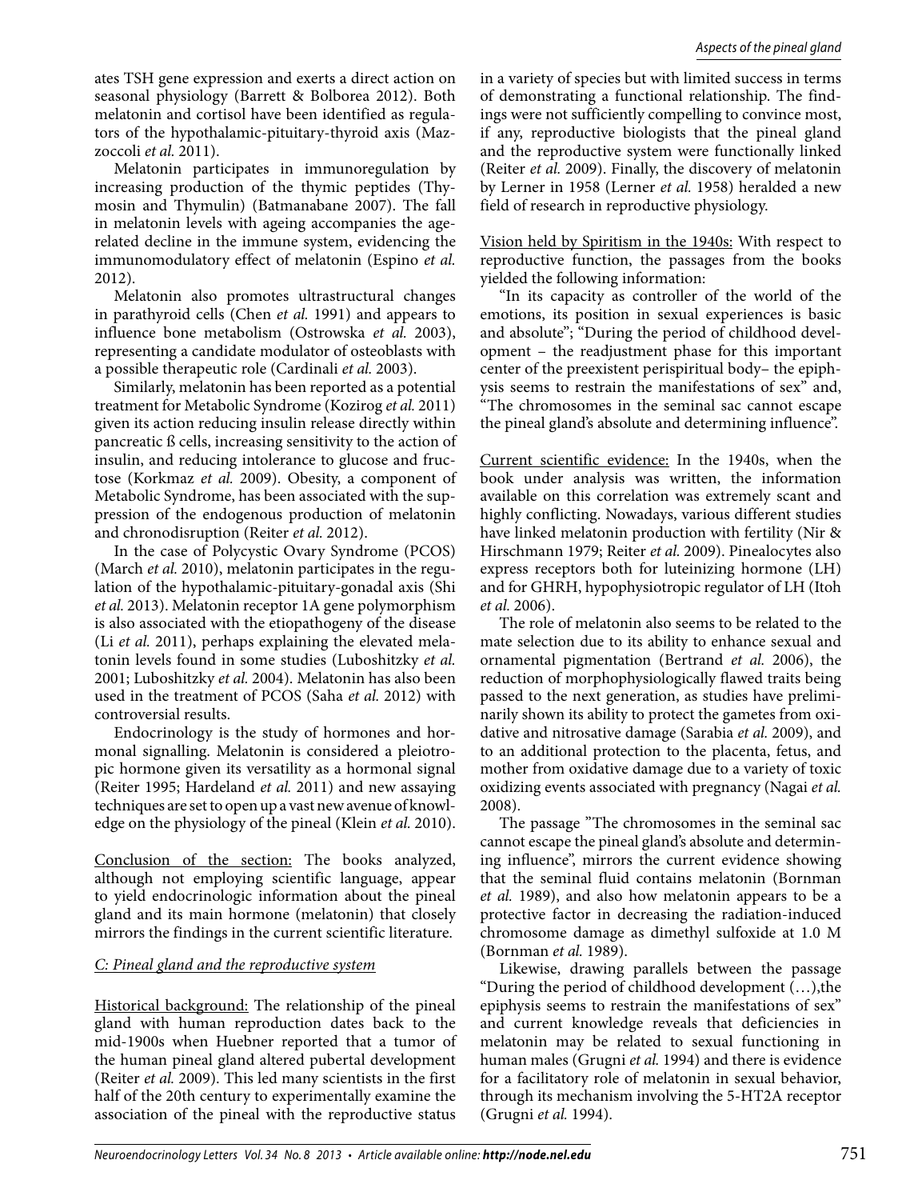ates TSH gene expression and exerts a direct action on seasonal physiology (Barrett & Bolborea 2012). Both melatonin and cortisol have been identified as regulators of the hypothalamic-pituitary-thyroid axis (Mazzoccoli *et al.* 2011).

Melatonin participates in immunoregulation by increasing production of the thymic peptides (Thymosin and Thymulin) (Batmanabane 2007). The fall in melatonin levels with ageing accompanies the age-related decline in the immune system, evidencing the immunomodulatory effect of melatonin (Espino *et al.* 2012).

Melatonin also promotes ultrastructural changes in parathyroid cells (Chen *et al.* 1991) and appears to influence bone metabolism (Ostrowska *et al.* 2003), representing a candidate modulator of osteoblasts with a possible therapeutic role (Cardinali *et al.* 2003).

Similarly, melatonin has been reported as a potential treatment for Metabolic Syndrome (Kozirog *et al.* 2011) given its action reducing insulin release directly within pancreatic ß cells, increasing sensitivity to the action of insulin, and reducing intolerance to glucose and fructose (Korkmaz *et al.* 2009). Obesity, a component of Metabolic Syndrome, has been associated with the suppression of the endogenous production of melatonin and chronodisruption (Reiter *et al.* 2012).

In the case of Polycystic Ovary Syndrome (PCOS) (March *et al.* 2010), melatonin participates in the regulation of the hypothalamic-pituitary-gonadal axis (Shi *et al.* 2013). Melatonin receptor 1A gene polymorphism is also associated with the etiopathogeny of the disease (Li *et al.* 2011), perhaps explaining the elevated melatonin levels found in some studies (Luboshitzky *et al.* 2001; Luboshitzky *et al.* 2004). Melatonin has also been used in the treatment of PCOS (Saha *et al.* 2012) with controversial results.

Endocrinology is the study of hormones and hormonal signalling. Melatonin is considered a pleiotropic hormone given its versatility as a hormonal signal (Reiter 1995; Hardeland *et al.* 2011) and new assaying techniques are set to open up a vast new avenue of knowledge on the physiology of the pineal (Klein *et al.* 2010).

<u>Conclusion of the section:</u> The books analyzed, although not employing scientific language, appear to yield endocrinologic information about the pineal gland and its main hormone (melatonin) that closely mirrors the findings in the current scientific literature.

### *C: Pineal gland and the reproductive system*

<u>Historical background:</u> The relationship of the pineal gland with human reproduction dates back to the mid-1900s when Huebner reported that a tumor of the human pineal gland altered pubertal development (Reiter *et al.* 2009). This led many scientists in the first half of the 20th century to experimentally examine the association of the pineal with the reproductive status in a variety of species but with limited success in terms of demonstrating a functional relationship. The findings were not sufficiently compelling to convince most, if any, reproductive biologists that the pineal gland and the reproductive system were functionally linked (Reiter *et al.* 2009). Finally, the discovery of melatonin by Lerner in 1958 (Lerner *et al.* 1958) heralded a new field of research in reproductive physiology.

<u>Vision held by Spiritism in the 1940s:</u> With respect to reproductive function, the passages from the books yielded the following information:

"In its capacity as controller of the world of the emotions, its position in sexual experiences is basic and absolute"; "During the period of childhood development – the readjustment phase for this important center of the preexistent perispiritual body– the epiphysis seems to restrain the manifestations of sex" and, "The chromosomes in the seminal sac cannot escape the pineal gland's absolute and determining influence".

<u>Current scientific evidence:</u> In the 1940s, when the book under analysis was written, the information available on this correlation was extremely scant and highly conflicting. Nowadays, various different studies have linked melatonin production with fertility (Nir & Hirschmann 1979; Reiter *et al.* 2009). Pinealocytes also express receptors both for luteinizing hormone (LH) and for GHRH, hypophysiotropic regulator of LH (Itoh *et al.* 2006).

The role of melatonin also seems to be related to the mate selection due to its ability to enhance sexual and ornamental pigmentation (Bertrand *et al.* 2006), the reduction of morphophysiologically flawed traits being passed to the next generation, as studies have preliminarily shown its ability to protect the gametes from oxidative and nitrosative damage (Sarabia *et al.* 2009), and to an additional protection to the placenta, fetus, and mother from oxidative damage due to a variety of toxic oxidizing events associated with pregnancy (Nagai *et al.* 2008).

The passage "The chromosomes in the seminal sac cannot escape the pineal gland's absolute and determining influence", mirrors the current evidence showing that the seminal fluid contains melatonin (Bornman *et al.* 1989), and also how melatonin appears to be a protective factor in decreasing the radiation-induced chromosome damage as dimethyl sulfoxide at 1.0 M (Bornman *et al.* 1989).

Likewise, drawing parallels between the passage "During the period of childhood development (…),the epiphysis seems to restrain the manifestations of sex" and current knowledge reveals that deficiencies in melatonin may be related to sexual functioning in human males (Grugni *et al.* 1994) and there is evidence for a facilitatory role of melatonin in sexual behavior, through its mechanism involving the 5-HT2A receptor (Grugni *et al.* 1994).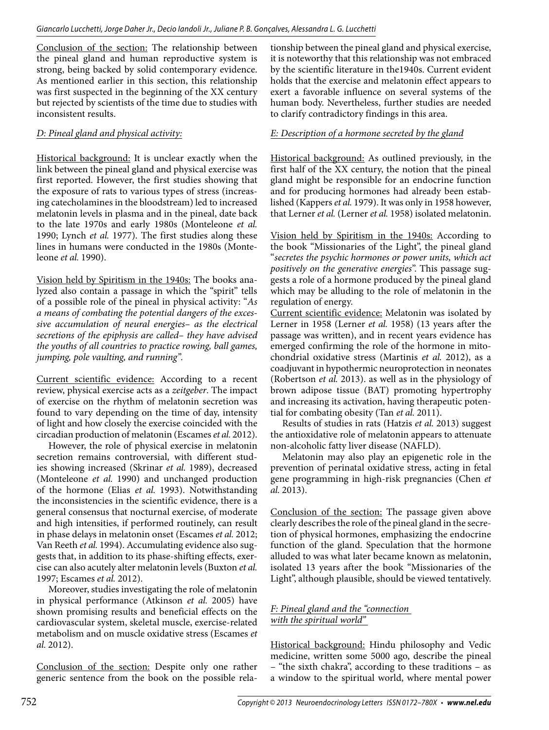Conclusion of the section: The relationship between the pineal gland and human reproductive system is strong, being backed by solid contemporary evidence. As mentioned earlier in this section, this relationship was first suspected in the beginning of the XX century but rejected by scientists of the time due to studies with inconsistent results.

### D: Pineal gland and physical activity:

Historical background: It is unclear exactly when the link between the pineal gland and physical exercise was first reported. However, the first studies showing that the exposure of rats to various types of stress (increasing catecholamines in the bloodstream) led to increased melatonin levels in plasma and in the pineal, date back to the late 1970s and early 1980s (Monteleone *et al.* 1990; Lynch *et al.* 1977). The first studies along these lines in humans were conducted in the 1980s (Monteleone *et al.* 1990).

Vision held by Spiritism in the 1940s: The books analyzed also contain a passage in which the "spirit" tells of a possible role of the pineal in physical activity: "*As a means of combating the potential dangers of the excessive accumulation of neural energies– as the electrical secretions of the epiphysis are called– they have advised the youths of all countries to practice rowing, ball games, jumping, pole vaulting, and running*".

Current scientific evidence: According to a recent review, physical exercise acts as a *zeitgeber*. The impact of exercise on the rhythm of melatonin secretion was found to vary depending on the time of day, intensity of light and how closely the exercise coincided with the circadian production of melatonin (Escames *et al.* 2012).

However, the role of physical exercise in melatonin secretion remains controversial, with different studies showing increased (Skrinar *et al.* 1989), decreased (Monteleone *et al.* 1990) and unchanged production of the hormone (Elias *et al.* 1993). Notwithstanding the inconsistencies in the scientific evidence, there is a general consensus that nocturnal exercise, of moderate and high intensities, if performed routinely, can result in phase delays in melatonin onset (Escames *et al.* 2012; Van Reeth *et al.* 1994). Accumulating evidence also suggests that, in addition to its phase-shifting effects, exercise can also acutely alter melatonin levels (Buxton *et al.* 1997; Escames *et al.* 2012).

Moreover, studies investigating the role of melatonin in physical performance (Atkinson *et al.* 2005) have shown promising results and beneficial effects on the cardiovascular system, skeletal muscle, exercise-related metabolism and on muscle oxidative stress (Escames *et al.* 2012).

Conclusion of the section: Despite only one rather generic sentence from the book on the possible relationship between the pineal gland and physical exercise, it is noteworthy that this relationship was not embraced by the scientific literature in the1940s. Current evident holds that the exercise and melatonin effect appears to exert a favorable influence on several systems of the human body. Nevertheless, further studies are needed to clarify contradictory findings in this area.

### E: Description of a hormone secreted by the gland

Historical background: As outlined previously, in the first half of the XX century, the notion that the pineal gland might be responsible for an endocrine function and for producing hormones had already been established (Kappers *et al.* 1979). It was only in 1958 however, that Lerner *et al.* (Lerner *et al.* 1958) isolated melatonin.

Vision held by Spiritism in the 1940s: According to the book "Missionaries of the Light", the pineal gland "*secretes the psychic hormones or power units, which act positively on the generative energies*". This passage suggests a role of a hormone produced by the pineal gland which may be alluding to the role of melatonin in the regulation of energy.

Current scientific evidence: Melatonin was isolated by Lerner in 1958 (Lerner *et al.* 1958) (13 years after the passage was written), and in recent years evidence has emerged confirming the role of the hormone in mitochondrial oxidative stress (Martinis *et al.* 2012), as a coadjuvant in hypothermic neuroprotection in neonates (Robertson *et al.* 2013). as well as in the physiology of brown adipose tissue (BAT) promoting hypertrophy and increasing its activation, having therapeutic potential for combating obesity (Tan *et al.* 2011).

Results of studies in rats (Hatzis *et al.* 2013) suggest the antioxidative role of melatonin appears to attenuate non-alcoholic fatty liver disease (NAFLD).

Melatonin may also play an epigenetic role in the prevention of perinatal oxidative stress, acting in fetal gene programming in high-risk pregnancies (Chen *et al.* 2013).

Conclusion of the section: The passage given above clearly describes the role of the pineal gland in the secretion of physical hormones, emphasizing the endocrine function of the gland. Speculation that the hormone alluded to was what later became known as melatonin, isolated 13 years after the book "Missionaries of the Light", although plausible, should be viewed tentatively.

### F: Pineal gland and the "connection with the spiritual world"

Historical background: Hindu philosophy and Vedic medicine, written some 5000 ago, describe the pineal – "the sixth chakra", according to these traditions – as a window to the spiritual world, where mental power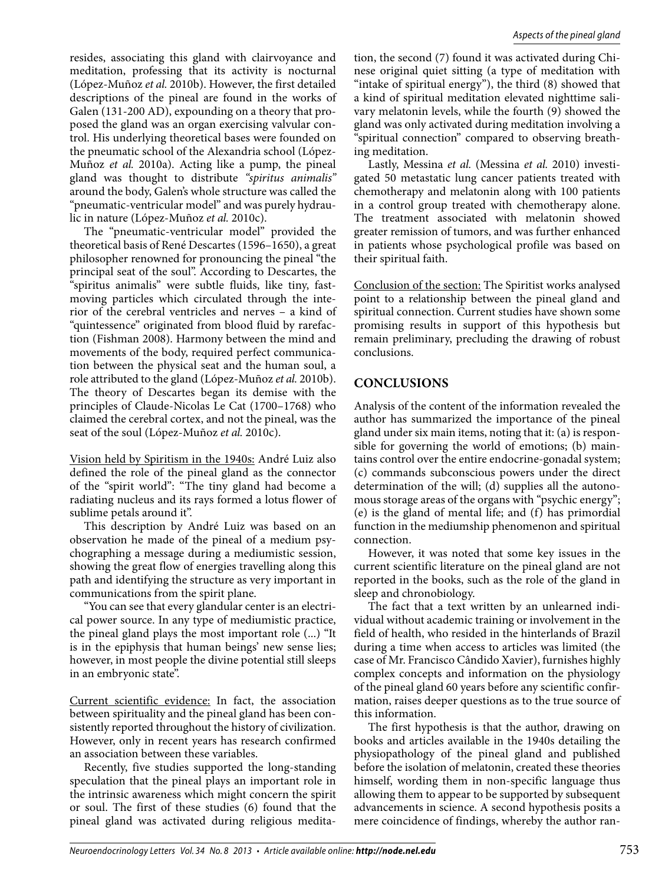resides, associating this gland with clairvoyance and meditation, professing that its activity is nocturnal (López-Muñoz *et al.* 2010b). However, the first detailed descriptions of the pineal are found in the works of Galen (131-200 AD), expounding on a theory that proposed the gland was an organ exercising valvular control. His underlying theoretical bases were founded on the pneumatic school of the Alexandria school (López-Muñoz *et al.* 2010a). Acting like a pump, the pineal gland was thought to distribute *"spiritus animalis"* around the body, Galen's whole structure was called the "pneumatic-ventricular model" and was purely hydraulic in nature (López-Muñoz *et al.* 2010c).

The "pneumatic-ventricular model" provided the theoretical basis of René Descartes (1596–1650), a great philosopher renowned for pronouncing the pineal "the principal seat of the soul". According to Descartes, the "spiritus animalis" were subtle fluids, like tiny, fast-moving particles which circulated through the interior of the cerebral ventricles and nerves – a kind of "quintessence" originated from blood fluid by rarefaction (Fishman 2008). Harmony between the mind and movements of the body, required perfect communication between the physical seat and the human soul, a role attributed to the gland (López-Muñoz *et al.* 2010b). The theory of Descartes began its demise with the principles of Claude-Nicolas Le Cat (1700–1768) who claimed the cerebral cortex, and not the pineal, was the seat of the soul (López-Muñoz *et al.* 2010c).

<u>Vision held by Spiritism in the 1940s:</u> André Luiz also defined the role of the pineal gland as the connector of the "spirit world": "The tiny gland had become a radiating nucleus and its rays formed a lotus flower of sublime petals around it".

This description by André Luiz was based on an observation he made of the pineal of a medium psychographing a message during a mediumistic session, showing the great flow of energies travelling along this path and identifying the structure as very important in communications from the spirit plane.

"You can see that every glandular center is an electrical power source. In any type of mediumistic practice, the pineal gland plays the most important role (...) "It is in the epiphysis that human beings' new sense lies; however, in most people the divine potential still sleeps in an embryonic state".

<u>Current scientific evidence:</u> In fact, the association between spirituality and the pineal gland has been consistently reported throughout the history of civilization. However, only in recent years has research confirmed an association between these variables.

Recently, five studies supported the long-standing speculation that the pineal plays an important role in the intrinsic awareness which might concern the spirit or soul. The first of these studies (6) found that the pineal gland was activated during religious meditation, the second (7) found it was activated during Chinese original quiet sitting (a type of meditation with "intake of spiritual energy"), the third (8) showed that a kind of spiritual meditation elevated nighttime salivary melatonin levels, while the fourth (9) showed the gland was only activated during meditation involving a "spiritual connection" compared to observing breathing meditation.

Lastly, Messina *et al.* (Messina *et al.* 2010) investigated 50 metastatic lung cancer patients treated with chemotherapy and melatonin along with 100 patients in a control group treated with chemotherapy alone. The treatment associated with melatonin showed greater remission of tumors, and was further enhanced in patients whose psychological profile was based on their spiritual faith.

<u>Conclusion of the section:</u> The Spiritist works analysed point to a relationship between the pineal gland and spiritual connection. Current studies have shown some promising results in support of this hypothesis but remain preliminary, precluding the drawing of robust conclusions.

## CONCLUSIONS

Analysis of the content of the information revealed the author has summarized the importance of the pineal gland under six main items, noting that it: (a) is responsible for governing the world of emotions; (b) maintains control over the entire endocrine-gonadal system; (c) commands subconscious powers under the direct determination of the will; (d) supplies all the autonomous storage areas of the organs with "psychic energy"; (e) is the gland of mental life; and (f) has primordial function in the mediumship phenomenon and spiritual connection.

However, it was noted that some key issues in the current scientific literature on the pineal gland are not reported in the books, such as the role of the gland in sleep and chronobiology.

The fact that a text written by an unlearned individual without academic training or involvement in the field of health, who resided in the hinterlands of Brazil during a time when access to articles was limited (the case of Mr. Francisco Cândido Xavier), furnishes highly complex concepts and information on the physiology of the pineal gland 60 years before any scientific confirmation, raises deeper questions as to the true source of this information.

The first hypothesis is that the author, drawing on books and articles available in the 1940s detailing the physiopathology of the pineal gland and published before the isolation of melatonin, created these theories himself, wording them in non-specific language thus allowing them to appear to be supported by subsequent advancements in science. A second hypothesis posits a mere coincidence of findings, whereby the author ran-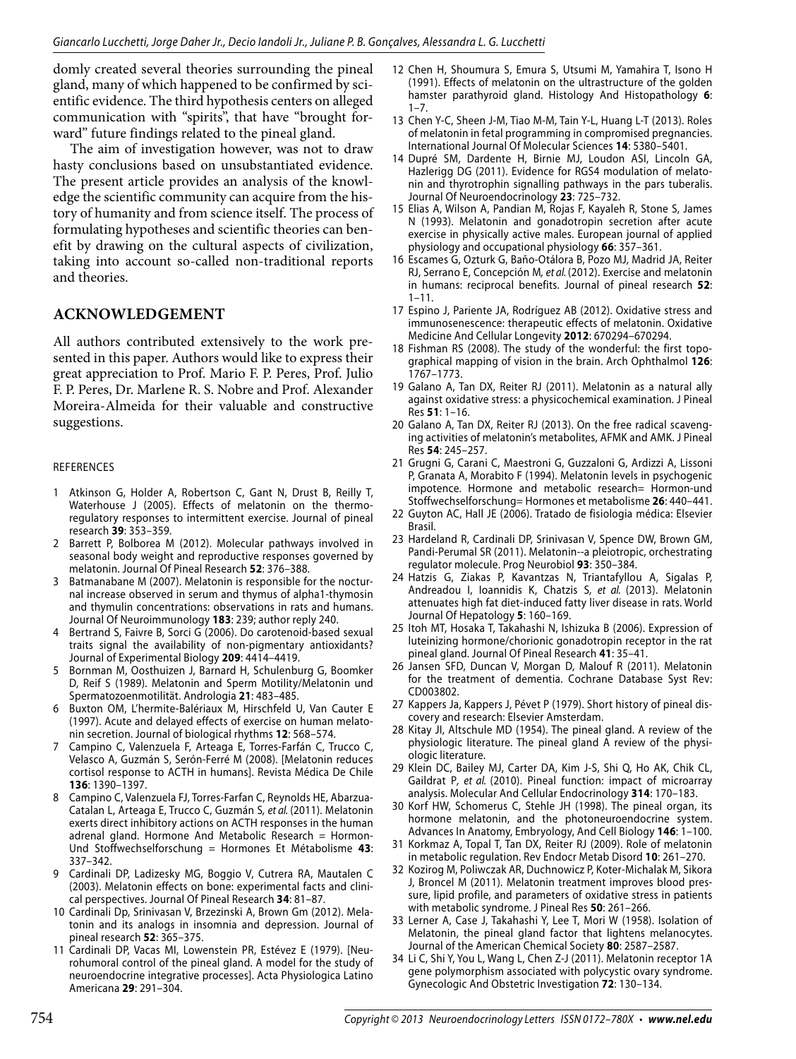domly created several theories surrounding the pineal gland, many of which happened to be confirmed by scientific evidence. The third hypothesis centers on alleged communication with "spirits", that have "brought forward" future findings related to the pineal gland.

The aim of investigation however, was not to draw hasty conclusions based on unsubstantiated evidence. The present article provides an analysis of the knowledge the scientific community can acquire from the history of humanity and from science itself. The process of formulating hypotheses and scientific theories can benefit by drawing on the cultural aspects of civilization, taking into account so-called non-traditional reports and theories.

## ACKNOWLEDGEMENT

All authors contributed extensively to the work presented in this paper. Authors would like to express their great appreciation to Prof. Mario F. P. Peres, Prof. Julio F. P. Peres, Dr. Marlene R. S. Nobre and Prof. Alexander Moreira-Almeida for their valuable and constructive suggestions.

REFERENCES

1 Atkinson G, Holder A, Robertson C, Gant N, Drust B, Reilly T, Waterhouse J (2005). Effects of melatonin on the thermoregulatory responses to intermittent exercise. Journal of pineal research **39**: 353–359.
2 Barrett P, Bolborea M (2012). Molecular pathways involved in seasonal body weight and reproductive responses governed by melatonin. Journal Of Pineal Research **52**: 376–388.
3 Batmanabane M (2007). Melatonin is responsible for the nocturnal increase observed in serum and thymus of alpha1-thymosin and thymulin concentrations: observations in rats and humans. Journal Of Neuroimmunology **183**: 239; author reply 240.
4 Bertrand S, Faivre B, Sorci G (2006). Do carotenoid-based sexual traits signal the availability of non-pigmentary antioxidants? Journal of Experimental Biology **209**: 4414–4419.
5 Bornman M, Oosthuizen J, Barnard H, Schulenburg G, Boomker D, Reif S (1989). Melatonin and Sperm Motility/Melatonin und Spermatozoenmotilität. Andrologia **21**: 483–485.
6 Buxton OM, L'hermite-Balériaux M, Hirschfeld U, Van Cauter E (1997). Acute and delayed effects of exercise on human melatonin secretion. Journal of biological rhythms **12**: 568–574.
7 Campino C, Valenzuela F, Arteaga E, Torres-Farfán C, Trucco C, Velasco A, Guzmán S, Serón-Ferré M (2008). [Melatonin reduces cortisol response to ACTH in humans]. Revista Médica De Chile **136**: 1390–1397.
8 Campino C, Valenzuela FJ, Torres-Farfan C, Reynolds HE, Abarzua-Catalan L, Arteaga E, Trucco C, Guzmán S, *et al.* (2011). Melatonin exerts direct inhibitory actions on ACTH responses in the human adrenal gland. Hormone And Metabolic Research = Hormon-Und Stoffwechselforschung = Hormones Et Métabolisme **43**: 337–342.
9 Cardinali DP, Ladizesky MG, Boggio V, Cutrera RA, Mautalen C (2003). Melatonin effects on bone: experimental facts and clinical perspectives. Journal Of Pineal Research **34**: 81–87.
10 Cardinali Dp, Srinivasan V, Brzezinski A, Brown Gm (2012). Melatonin and its analogs in insomnia and depression. Journal of pineal research **52**: 365–375.
11 Cardinali DP, Vacas MI, Lowenstein PR, Estévez E (1979). [Neurohumoral control of the pineal gland. A model for the study of neuroendocrine integrative processes]. Acta Physiologica Latino Americana **29**: 291–304.
12 Chen H, Shoumura S, Emura S, Utsumi M, Yamahira T, Isono H (1991). Effects of melatonin on the ultrastructure of the golden hamster parathyroid gland. Histology And Histopathology **6**: 1–7.
13 Chen Y-C, Sheen J-M, Tiao M-M, Tain Y-L, Huang L-T (2013). Roles of melatonin in fetal programming in compromised pregnancies. International Journal Of Molecular Sciences **14**: 5380–5401.
14 Dupré SM, Dardente H, Birnie MJ, Loudon ASI, Lincoln GA, Hazlerigg DG (2011). Evidence for RGS4 modulation of melatonin and thyrotrophin signalling pathways in the pars tuberalis. Journal Of Neuroendocrinology **23**: 725–732.
15 Elias A, Wilson A, Pandian M, Rojas F, Kayaleh R, Stone S, James N (1993). Melatonin and gonadotropin secretion after acute exercise in physically active males. European journal of applied physiology and occupational physiology **66**: 357–361.
16 Escames G, Ozturk G, Baño-Otálora B, Pozo MJ, Madrid JA, Reiter RJ, Serrano E, Concepción M, *et al.* (2012). Exercise and melatonin in humans: reciprocal benefits. Journal of pineal research **52**: 1–11.
17 Espino J, Pariente JA, Rodríguez AB (2012). Oxidative stress and immunosenescence: therapeutic effects of melatonin. Oxidative Medicine And Cellular Longevity **2012**: 670294–670294.
18 Fishman RS (2008). The study of the wonderful: the first topographical mapping of vision in the brain. Arch Ophthalmol **126**: 1767–1773.
19 Galano A, Tan DX, Reiter RJ (2011). Melatonin as a natural ally against oxidative stress: a physicochemical examination. J Pineal Res **51**: 1–16.
20 Galano A, Tan DX, Reiter RJ (2013). On the free radical scavenging activities of melatonin's metabolites, AFMK and AMK. J Pineal Res **54**: 245–257.
21 Grugni G, Carani C, Maestroni G, Guzzaloni G, Ardizzi A, Lissoni P, Granata A, Morabito F (1994). Melatonin levels in psychogenic impotence. Hormone and metabolic research= Hormon-und Stoffwechselforschung= Hormones et metabolisme **26**: 440–441.
22 Guyton AC, Hall JE (2006). Tratado de fisiologia médica: Elsevier Brasil.
23 Hardeland R, Cardinali DP, Srinivasan V, Spence DW, Brown GM, Pandi-Perumal SR (2011). Melatonin--a pleiotropic, orchestrating regulator molecule. Prog Neurobiol **93**: 350–384.
24 Hatzis G, Ziakas P, Kavantzas N, Triantafyllou A, Sigalas P, Andreadou I, Ioannidis K, Chatzis S, *et al.* (2013). Melatonin attenuates high fat diet-induced fatty liver disease in rats. World Journal Of Hepatology **5**: 160–169.
25 Itoh MT, Hosaka T, Takahashi N, Ishizuka B (2006). Expression of luteinizing hormone/chorionic gonadotropin receptor in the rat pineal gland. Journal Of Pineal Research **41**: 35–41.
26 Jansen SFD, Duncan V, Morgan D, Malouf R (2011). Melatonin for the treatment of dementia. Cochrane Database Syst Rev: CD003802.
27 Kappers Ja, Kappers J, Pévet P (1979). Short history of pineal discovery and research: Elsevier Amsterdam.
28 Kitay JI, Altschule MD (1954). The pineal gland. A review of the physiologic literature. The pineal gland A review of the physiologic literature.
29 Klein DC, Bailey MJ, Carter DA, Kim J-S, Shi Q, Ho AK, Chik CL, Gaildrat P, *et al.* (2010). Pineal function: impact of microarray analysis. Molecular And Cellular Endocrinology **314**: 170–183.
30 Korf HW, Schomerus C, Stehle JH (1998). The pineal organ, its hormone melatonin, and the photoneuroendocrine system. Advances In Anatomy, Embryology, And Cell Biology **146**: 1–100.
31 Korkmaz A, Topal T, Tan DX, Reiter RJ (2009). Role of melatonin in metabolic regulation. Rev Endocr Metab Disord **10**: 261–270.
32 Kozirog M, Poliwczak AR, Duchnowicz P, Koter-Michalak M, Sikora J, Broncel M (2011). Melatonin treatment improves blood pressure, lipid profile, and parameters of oxidative stress in patients with metabolic syndrome. J Pineal Res **50**: 261–266.
33 Lerner A, Case J, Takahashi Y, Lee T, Mori W (1958). Isolation of Melatonin, the pineal gland factor that lightens melanocytes. Journal of the American Chemical Society **80**: 2587–2587.
34 Li C, Shi Y, You L, Wang L, Chen Z-J (2011). Melatonin receptor 1A gene polymorphism associated with polycystic ovary syndrome. Gynecologic And Obstetric Investigation **72**: 130–134.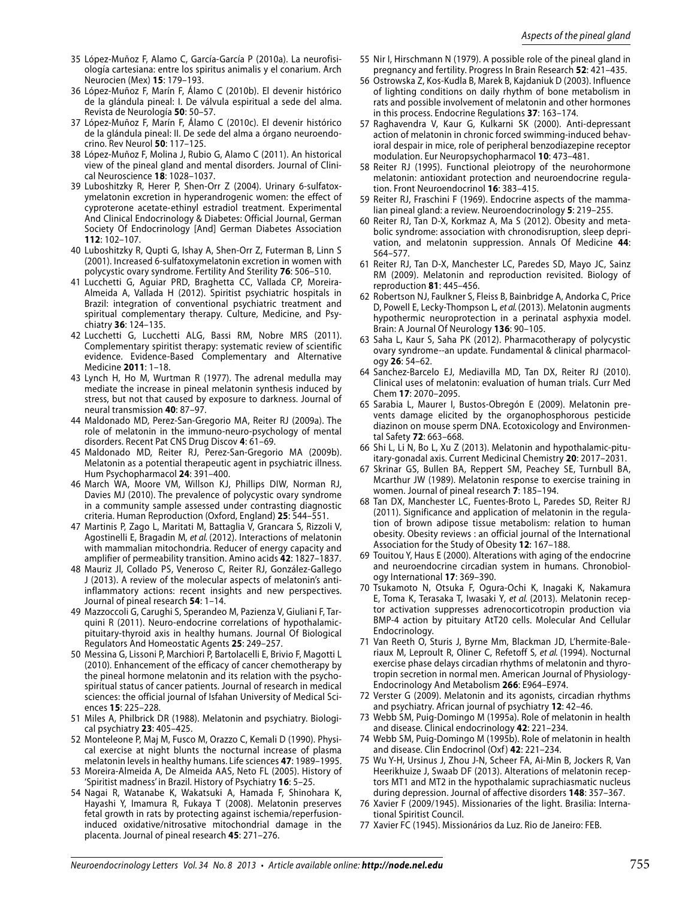35 López-Muñoz F, Alamo C, García-García P (2010a). La neurofisiología cartesiana: entre los spiritus animalis y el conarium. Arch Neurocien (Mex) **15**: 179–193.

36 López-Muñoz F, Marín F, Álamo C (2010b). El devenir histórico de la glándula pineal: I. De válvula espiritual a sede del alma. Revista de Neurología **50**: 50–57.

37 López-Muñoz F, Marín F, Álamo C (2010c). El devenir histórico de la glándula pineal: II. De sede del alma a órgano neuroendocrino. Rev Neurol **50**: 117–125.

38 López-Muñoz F, Molina J, Rubio G, Alamo C (2011). An historical view of the pineal gland and mental disorders. Journal of Clinical Neuroscience **18**: 1028–1037.

39 Luboshitzky R, Herer P, Shen-Orr Z (2004). Urinary 6-sulfatoxymelatonin excretion in hyperandrogenic women: the effect of cyproterone acetate-ethinyl estradiol treatment. Experimental And Clinical Endocrinology & Diabetes: Official Journal, German Society Of Endocrinology [And] German Diabetes Association **112**: 102–107.

40 Luboshitzky R, Qupti G, Ishay A, Shen-Orr Z, Futerman B, Linn S (2001). Increased 6-sulfatoxymelatonin excretion in women with polycystic ovary syndrome. Fertility And Sterility **76**: 506–510.

41 Lucchetti G, Aguiar PRD, Braghetta CC, Vallada CP, Moreira-Almeida A, Vallada H (2012). Spiritist psychiatric hospitals in Brazil: integration of conventional psychiatric treatment and spiritual complementary therapy. Culture, Medicine, and Psychiatry **36**: 124–135.

42 Lucchetti G, Lucchetti ALG, Bassi RM, Nobre MRS (2011). Complementary spiritist therapy: systematic review of scientific evidence. Evidence-Based Complementary and Alternative Medicine **2011**: 1–18.

43 Lynch H, Ho M, Wurtman R (1977). The adrenal medulla may mediate the increase in pineal melatonin synthesis induced by stress, but not that caused by exposure to darkness. Journal of neural transmission **40**: 87–97.

44 Maldonado MD, Perez-San-Gregorio MA, Reiter RJ (2009a). The role of melatonin in the immuno-neuro-psychology of mental disorders. Recent Pat CNS Drug Discov **4**: 61–69.

45 Maldonado MD, Reiter RJ, Perez-San-Gregorio MA (2009b). Melatonin as a potential therapeutic agent in psychiatric illness. Hum Psychopharmacol **24**: 391–400.

46 March WA, Moore VM, Willson KJ, Phillips DIW, Norman RJ, Davies MJ (2010). The prevalence of polycystic ovary syndrome in a community sample assessed under contrasting diagnostic criteria. Human Reproduction (Oxford, England) **25**: 544–551.

47 Martinis P, Zago L, Maritati M, Battaglia V, Grancara S, Rizzoli V, Agostinelli E, Bragadin M, *et al.* (2012). Interactions of melatonin with mammalian mitochondria. Reducer of energy capacity and amplifier of permeability transition. Amino acids **42**: 1827–1837.

48 Mauriz JI, Collado PS, Veneroso C, Reiter RJ, González-Gallego J (2013). A review of the molecular aspects of melatonin's anti-inflammatory actions: recent insights and new perspectives. Journal of pineal research **54**: 1–14.

49 Mazzoccoli G, Carughi S, Sperandeo M, Pazienza V, Giuliani F, Tarquini R (2011). Neuro-endocrine correlations of hypothalamic-pituitary-thyroid axis in healthy humans. Journal Of Biological Regulators And Homeostatic Agents **25**: 249–257.

50 Messina G, Lissoni P, Marchiori P, Bartolacelli E, Brivio F, Magotti L (2010). Enhancement of the efficacy of cancer chemotherapy by the pineal hormone melatonin and its relation with the psychospiritual status of cancer patients. Journal of research in medical sciences: the official journal of Isfahan University of Medical Sciences **15**: 225–228.

51 Miles A, Philbrick DR (1988). Melatonin and psychiatry. Biological psychiatry **23**: 405–425.

52 Monteleone P, Maj M, Fusco M, Orazzo C, Kemali D (1990). Physical exercise at night blunts the nocturnal increase of plasma melatonin levels in healthy humans. Life sciences **47**: 1989–1995.

53 Moreira-Almeida A, De Almeida AAS, Neto FL (2005). History of 'Spiritist madness' in Brazil. History of Psychiatry **16**: 5–25.

54 Nagai R, Watanabe K, Wakatsuki A, Hamada F, Shinohara K, Hayashi Y, Imamura R, Fukaya T (2008). Melatonin preserves fetal growth in rats by protecting against ischemia/reperfusion-induced oxidative/nitrosative mitochondrial damage in the placenta. Journal of pineal research **45**: 271–276.

55 Nir I, Hirschmann N (1979). A possible role of the pineal gland in pregnancy and fertility. Progress In Brain Research **52**: 421–435.

56 Ostrowska Z, Kos-Kudla B, Marek B, Kajdaniuk D (2003). Influence of lighting conditions on daily rhythm of bone metabolism in rats and possible involvement of melatonin and other hormones in this process. Endocrine Regulations **37**: 163–174.

57 Raghavendra V, Kaur G, Kulkarni SK (2000). Anti-depressant action of melatonin in chronic forced swimming-induced behavioral despair in mice, role of peripheral benzodiazepine receptor modulation. Eur Neuropsychopharmacol **10**: 473–481.

58 Reiter RJ (1995). Functional pleiotropy of the neurohormone melatonin: antioxidant protection and neuroendocrine regulation. Front Neuroendocrinol **16**: 383–415.

59 Reiter RJ, Fraschini F (1969). Endocrine aspects of the mammalian pineal gland: a review. Neuroendocrinology **5**: 219–255.

60 Reiter RJ, Tan D-X, Korkmaz A, Ma S (2012). Obesity and metabolic syndrome: association with chronodisruption, sleep deprivation, and melatonin suppression. Annals Of Medicine **44**: 564–577.

61 Reiter RJ, Tan D-X, Manchester LC, Paredes SD, Mayo JC, Sainz RM (2009). Melatonin and reproduction revisited. Biology of reproduction **81**: 445–456.

62 Robertson NJ, Faulkner S, Fleiss B, Bainbridge A, Andorka C, Price D, Powell E, Lecky-Thompson L, *et al.* (2013). Melatonin augments hypothermic neuroprotection in a perinatal asphyxia model. Brain: A Journal Of Neurology **136**: 90–105.

63 Saha L, Kaur S, Saha PK (2012). Pharmacotherapy of polycystic ovary syndrome--an update. Fundamental & clinical pharmacology **26**: 54–62.

64 Sanchez-Barcelo EJ, Mediavilla MD, Tan DX, Reiter RJ (2010). Clinical uses of melatonin: evaluation of human trials. Curr Med Chem **17**: 2070–2095.

65 Sarabia L, Maurer I, Bustos-Obregón E (2009). Melatonin prevents damage elicited by the organophosphorous pesticide diazinon on mouse sperm DNA. Ecotoxicology and Environmental Safety **72**: 663–668.

66 Shi L, Li N, Bo L, Xu Z (2013). Melatonin and hypothalamic-pituitary-gonadal axis. Current Medicinal Chemistry **20**: 2017–2031.

67 Skrinar GS, Bullen BA, Reppert SM, Peachey SE, Turnbull BA, Mcarthur JW (1989). Melatonin response to exercise training in women. Journal of pineal research **7**: 185–194.

68 Tan DX, Manchester LC, Fuentes-Broto L, Paredes SD, Reiter RJ (2011). Significance and application of melatonin in the regulation of brown adipose tissue metabolism: relation to human obesity. Obesity reviews : an official journal of the International Association for the Study of Obesity **12**: 167–188.

69 Touitou Y, Haus E (2000). Alterations with aging of the endocrine and neuroendocrine circadian system in humans. Chronobiology International **17**: 369–390.

70 Tsukamoto N, Otsuka F, Ogura-Ochi K, Inagaki K, Nakamura E, Toma K, Terasaka T, Iwasaki Y, *et al.* (2013). Melatonin receptor activation suppresses adrenocorticotropin production via BMP-4 action by pituitary AtT20 cells. Molecular And Cellular Endocrinology.

71 Van Reeth O, Sturis J, Byrne Mm, Blackman JD, L'hermite-Baleriaux M, Leproult R, Oliner C, Refetoff S, *et al.* (1994). Nocturnal exercise phase delays circadian rhythms of melatonin and thyrotropin secretion in normal men. American Journal of Physiology-Endocrinology And Metabolism **266**: E964–E974.

72 Verster G (2009). Melatonin and its agonists, circadian rhythms and psychiatry. African journal of psychiatry **12**: 42–46.

73 Webb SM, Puig-Domingo M (1995a). Role of melatonin in health and disease. Clinical endocrinology **42**: 221–234.

74 Webb SM, Puig-Domingo M (1995b). Role of melatonin in health and disease. Clin Endocrinol (Oxf) **42**: 221–234.

75 Wu Y-H, Ursinus J, Zhou J-N, Scheer FA, Ai-Min B, Jockers R, Van Heerikhuize J, Swaab DF (2013). Alterations of melatonin receptors MT1 and MT2 in the hypothalamic suprachiasmatic nucleus during depression. Journal of affective disorders **148**: 357–367.

76 Xavier F (2009/1945). Missionaries of the light. Brasilia: International Spiritist Council.

77 Xavier FC (1945). Missionários da Luz. Rio de Janeiro: FEB.